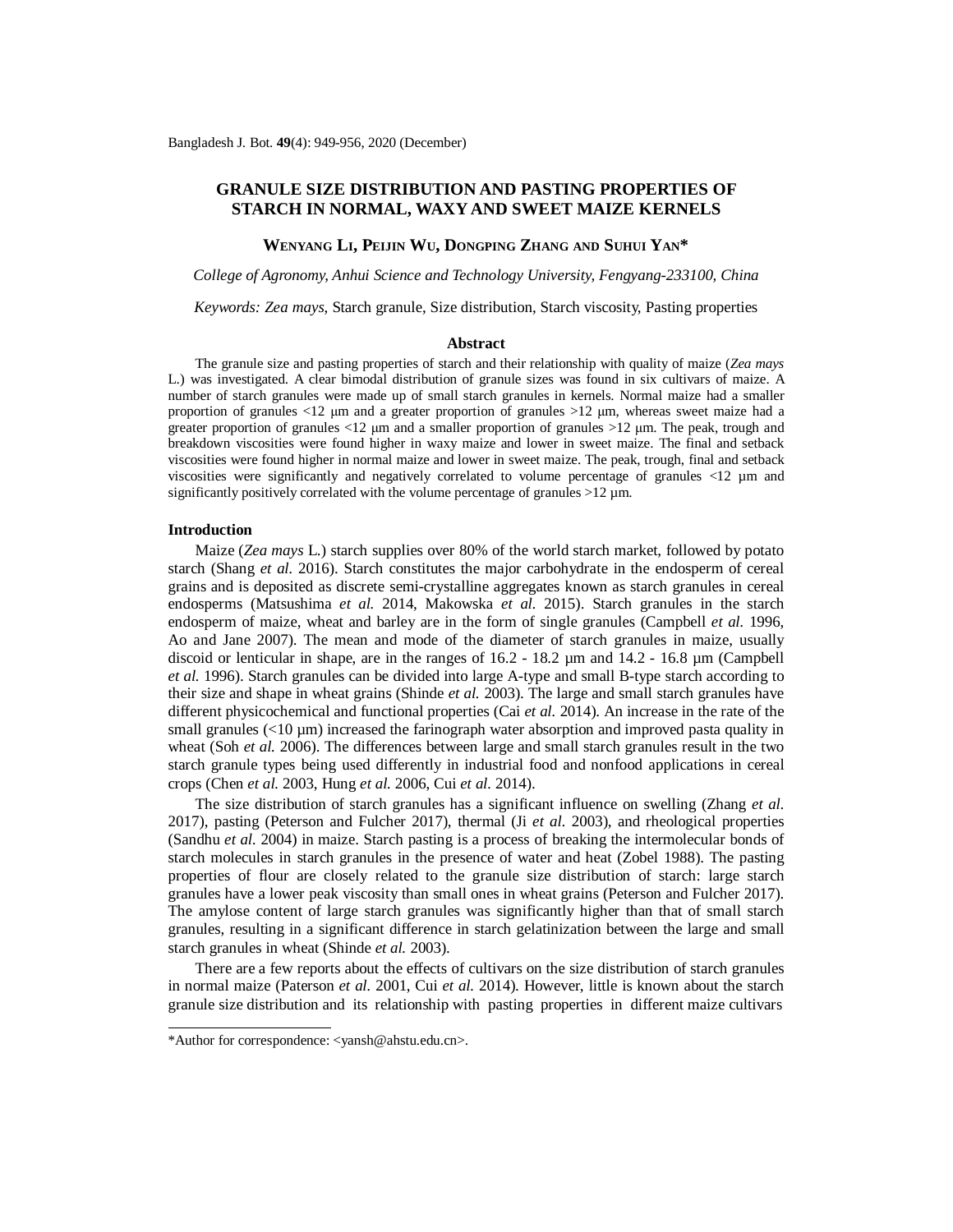# GRANULE SIZE DISTRIBUTION AND PASTING PROPERTIES OF STARCH IN NORMAL, WAXY AND SWEET MAIZE KERNELS

**Wenyang Li, Peijin Wu, Dongping Zhang and Suhui Yan***

*College of Agronomy, Anhui Science and Technology University, Fengyang-233100, China*

*Keywords: Zea mays*, Starch granule, Size distribution, Starch viscosity, Pasting properties

## Abstract

The granule size and pasting properties of starch and their relationship with quality of maize (*Zea mays* L.) was investigated. A clear bimodal distribution of granule sizes was found in six cultivars of maize. A number of starch granules were made up of small starch granules in kernels. Normal maize had a smaller proportion of granules <12 μm and a greater proportion of granules >12 μm, whereas sweet maize had a greater proportion of granules <12 μm and a smaller proportion of granules >12 μm. The peak, trough and breakdown viscosities were found higher in waxy maize and lower in sweet maize. The final and setback viscosities were found higher in normal maize and lower in sweet maize. The peak, trough, final and setback viscosities were significantly and negatively correlated to volume percentage of granules <12 μm and significantly positively correlated with the volume percentage of granules >12 μm.

## Introduction

Maize (*Zea mays* L.) starch supplies over 80% of the world starch market, followed by potato starch (Shang *et al.* 2016). Starch constitutes the major carbohydrate in the endosperm of cereal grains and is deposited as discrete semi-crystalline aggregates known as starch granules in cereal endosperms (Matsushima *et al.* 2014, Makowska *et al.* 2015). Starch granules in the starch endosperm of maize, wheat and barley are in the form of single granules (Campbell *et al.* 1996, Ao and Jane 2007). The mean and mode of the diameter of starch granules in maize, usually discoid or lenticular in shape, are in the ranges of 16.2 - 18.2 μm and 14.2 - 16.8 μm (Campbell *et al.* 1996). Starch granules can be divided into large A-type and small B-type starch according to their size and shape in wheat grains (Shinde *et al.* 2003). The large and small starch granules have different physicochemical and functional properties (Cai *et al.* 2014). An increase in the rate of the small granules (<10 μm) increased the farinograph water absorption and improved pasta quality in wheat (Soh *et al.* 2006). The differences between large and small starch granules result in the two starch granule types being used differently in industrial food and nonfood applications in cereal crops (Chen *et al.* 2003, Hung *et al.* 2006, Cui *et al.* 2014).

The size distribution of starch granules has a significant influence on swelling (Zhang *et al.* 2017), pasting (Peterson and Fulcher 2017), thermal (Ji *et al.* 2003), and rheological properties (Sandhu *et al.* 2004) in maize. Starch pasting is a process of breaking the intermolecular bonds of starch molecules in starch granules in the presence of water and heat (Zobel 1988). The pasting properties of flour are closely related to the granule size distribution of starch: large starch granules have a lower peak viscosity than small ones in wheat grains (Peterson and Fulcher 2017). The amylose content of large starch granules was significantly higher than that of small starch granules, resulting in a significant difference in starch gelatinization between the large and small starch granules in wheat (Shinde *et al.* 2003).

There are a few reports about the effects of cultivars on the size distribution of starch granules in normal maize (Paterson *et al.* 2001, Cui *et al.* 2014). However, little is known about the starch granule size distribution and its relationship with pasting properties in different maize cultivars

*Author for correspondence: <yansh@ahstu.edu.cn>.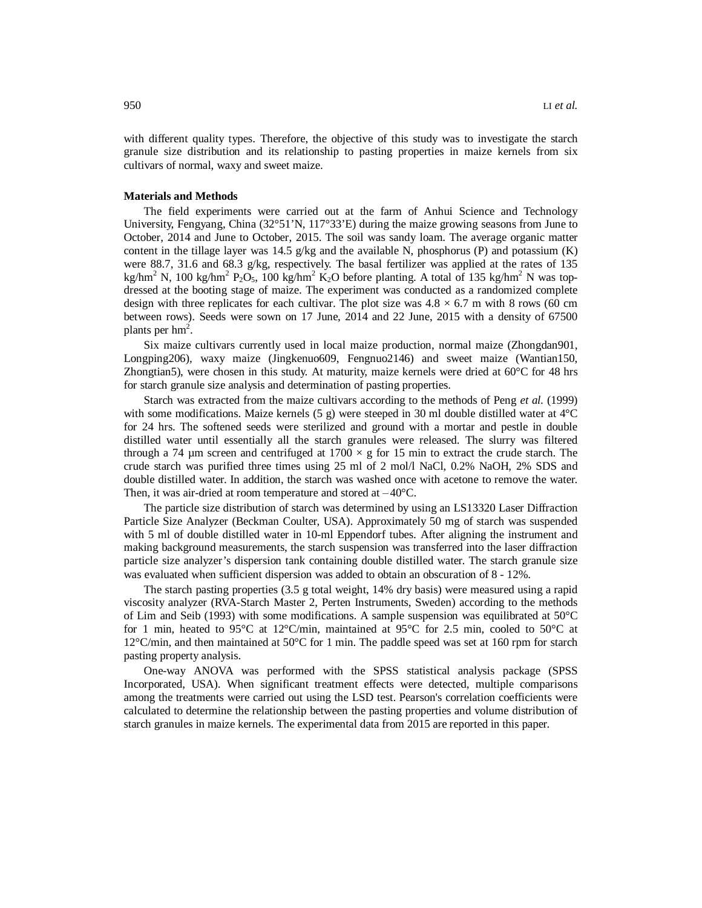with different quality types. Therefore, the objective of this study was to investigate the starch granule size distribution and its relationship to pasting properties in maize kernels from six cultivars of normal, waxy and sweet maize.

**Materials and Methods**

The field experiments were carried out at the farm of Anhui Science and Technology University, Fengyang, China (32°51'N, 117°33'E) during the maize growing seasons from June to October, 2014 and June to October, 2015. The soil was sandy loam. The average organic matter content in the tillage layer was 14.5 g/kg and the available N, phosphorus (P) and potassium (K) were 88.7, 31.6 and 68.3 g/kg, respectively. The basal fertilizer was applied at the rates of 135 kg/hm$^2$ N, 100 kg/hm$^2$ $P_2O_5$, 100 kg/hm$^2$ $K_2O$ before planting. A total of 135 kg/hm$^2$ N was top-dressed at the booting stage of maize. The experiment was conducted as a randomized complete design with three replicates for each cultivar. The plot size was 4.8 × 6.7 m with 8 rows (60 cm between rows). Seeds were sown on 17 June, 2014 and 22 June, 2015 with a density of 67500 plants per hm$^2$.

Six maize cultivars currently used in local maize production, normal maize (Zhongdan901, Longping206), waxy maize (Jingkenuo609, Fengnuo2146) and sweet maize (Wantian150, Zhongtian5), were chosen in this study. At maturity, maize kernels were dried at 60°C for 48 hrs for starch granule size analysis and determination of pasting properties.

Starch was extracted from the maize cultivars according to the methods of Peng *et al.* (1999) with some modifications. Maize kernels (5 g) were steeped in 30 ml double distilled water at 4°C for 24 hrs. The softened seeds were sterilized and ground with a mortar and pestle in double distilled water until essentially all the starch granules were released. The slurry was filtered through a 74 µm screen and centrifuged at 1700 × g for 15 min to extract the crude starch. The crude starch was purified three times using 25 ml of 2 mol/l NaCl, 0.2% NaOH, 2% SDS and double distilled water. In addition, the starch was washed once with acetone to remove the water. Then, it was air-dried at room temperature and stored at –40°C.

The particle size distribution of starch was determined by using an LS13320 Laser Diffraction Particle Size Analyzer (Beckman Coulter, USA). Approximately 50 mg of starch was suspended with 5 ml of double distilled water in 10-ml Eppendorf tubes. After aligning the instrument and making background measurements, the starch suspension was transferred into the laser diffraction particle size analyzer's dispersion tank containing double distilled water. The starch granule size was evaluated when sufficient dispersion was added to obtain an obscuration of 8 - 12%.

The starch pasting properties (3.5 g total weight, 14% dry basis) were measured using a rapid viscosity analyzer (RVA-Starch Master 2, Perten Instruments, Sweden) according to the methods of Lim and Seib (1993) with some modifications. A sample suspension was equilibrated at 50°C for 1 min, heated to 95°C at 12°C/min, maintained at 95°C for 2.5 min, cooled to 50°C at 12°C/min, and then maintained at 50°C for 1 min. The paddle speed was set at 160 rpm for starch pasting property analysis.

One-way ANOVA was performed with the SPSS statistical analysis package (SPSS Incorporated, USA). When significant treatment effects were detected, multiple comparisons among the treatments were carried out using the LSD test. Pearson's correlation coefficients were calculated to determine the relationship between the pasting properties and volume distribution of starch granules in maize kernels. The experimental data from 2015 are reported in this paper.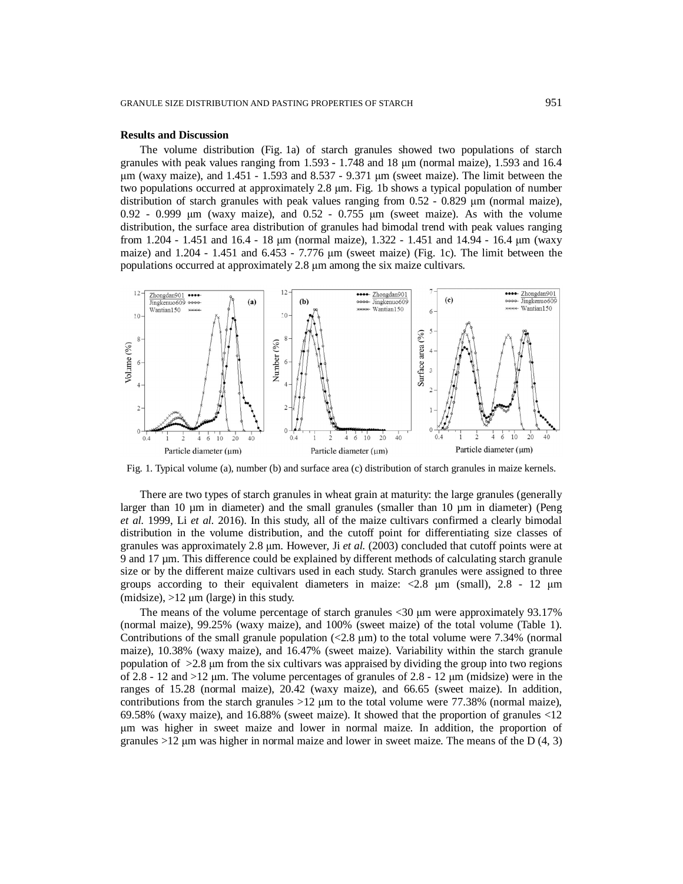## Results and Discussion

The volume distribution (Fig. 1a) of starch granules showed two populations of starch granules with peak values ranging from 1.593 - 1.748 and 18 μm (normal maize), 1.593 and 16.4 μm (waxy maize), and 1.451 - 1.593 and 8.537 - 9.371 μm (sweet maize). The limit between the two populations occurred at approximately 2.8 μm. Fig. 1b shows a typical population of number distribution of starch granules with peak values ranging from 0.52 - 0.829 μm (normal maize), 0.92 - 0.999 μm (waxy maize), and 0.52 - 0.755 μm (sweet maize). As with the volume distribution, the surface area distribution of granules had bimodal trend with peak values ranging from 1.204 - 1.451 and 16.4 - 18 μm (normal maize), 1.322 - 1.451 and 14.94 - 16.4 μm (waxy maize) and 1.204 - 1.451 and 6.453 - 7.776 μm (sweet maize) (Fig. 1c). The limit between the populations occurred at approximately 2.8 μm among the six maize cultivars.

Fig. 1. Typical volume (a), number (b) and surface area (c) distribution of starch granules in maize kernels.

There are two types of starch granules in wheat grain at maturity: the large granules (generally larger than 10 μm in diameter) and the small granules (smaller than 10 μm in diameter) (Peng *et al.* 1999, Li *et al.* 2016). In this study, all of the maize cultivars confirmed a clearly bimodal distribution in the volume distribution, and the cutoff point for differentiating size classes of granules was approximately 2.8 μm. However, Ji *et al.* (2003) concluded that cutoff points were at 9 and 17 μm. This difference could be explained by different methods of calculating starch granule size or by the different maize cultivars used in each study. Starch granules were assigned to three groups according to their equivalent diameters in maize: <2.8 μm (small), 2.8 - 12 μm (midsize), >12 μm (large) in this study.

The means of the volume percentage of starch granules <30 μm were approximately 93.17% (normal maize), 99.25% (waxy maize), and 100% (sweet maize) of the total volume (Table 1). Contributions of the small granule population (<2.8 μm) to the total volume were 7.34% (normal maize), 10.38% (waxy maize), and 16.47% (sweet maize). Variability within the starch granule population of >2.8 μm from the six cultivars was appraised by dividing the group into two regions of 2.8 - 12 and >12 μm. The volume percentages of granules of 2.8 - 12 μm (midsize) were in the ranges of 15.28 (normal maize), 20.42 (waxy maize), and 66.65 (sweet maize). In addition, contributions from the starch granules >12 μm to the total volume were 77.38% (normal maize), 69.58% (waxy maize), and 16.88% (sweet maize). It showed that the proportion of granules <12 μm was higher in sweet maize and lower in normal maize. In addition, the proportion of granules >12 μm was higher in normal maize and lower in sweet maize. The means of the D (4, 3)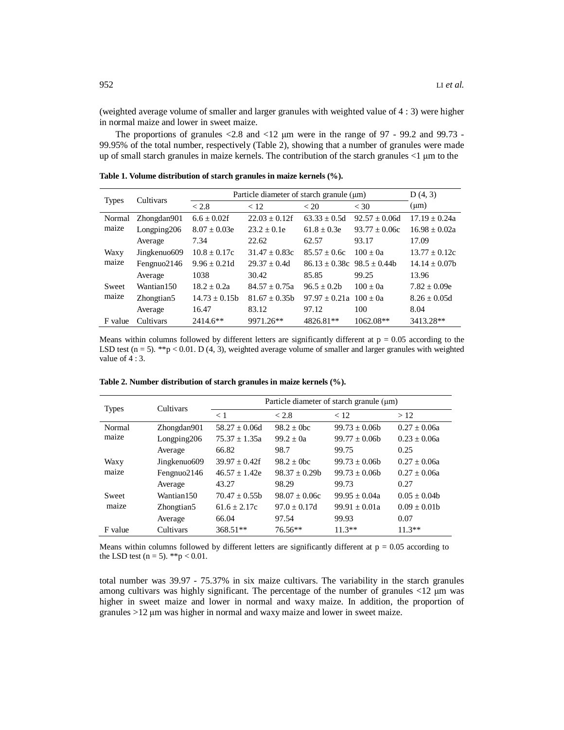(weighted average volume of smaller and larger granules with weighted value of 4 : 3) were higher in normal maize and lower in sweet maize.

The proportions of granules <2.8 and <12 μm were in the range of 97 - 99.2 and 99.73 - 99.95% of the total number, respectively (Table 2), showing that a number of granules were made up of small starch granules in maize kernels. The contribution of the starch granules <1 μm to the total number was 39.97 - 75.37% in six maize cultivars. The variability in the starch granules among cultivars was highly significant. The percentage of the number of granules <12 μm was higher in sweet maize and lower in normal and waxy maize. In addition, the proportion of granules >12 μm was higher in normal and waxy maize and lower in sweet maize.

**Table 1. Volume distribution of starch granules in maize kernels (%).**

| Types | Cultivars | Particle diameter of starch granule (μm) | | | | D (4, 3) |
|---|---|---|---|---|---|---|
| | | < 2.8 | < 12 | < 20 | < 30 | (μm) |
| Normal maize | Zhongdan901 | 6.6 ± 0.02f | 22.03 ± 0.12f | 63.33 ± 0.5d | 92.57 ± 0.06d | 17.19 ± 0.24a |
| | Longping206 | 8.07 ± 0.03e | 23.2 ± 0.1e | 61.8 ± 0.3e | 93.77 ± 0.06c | 16.98 ± 0.02a |
| | Average | 7.34 | 22.62 | 62.57 | 93.17 | 17.09 |
| Waxy maize | Jingkenuo609 | 10.8 ± 0.17c | 31.47 ± 0.83c | 85.57 ± 0.6c | 100 ± 0a | 13.77 ± 0.12c |
| | Fengnuo2146 | 9.96 ± 0.21d | 29.37 ± 0.4d | 86.13 ± 0.38c | 98.5 ± 0.44b | 14.14 ± 0.07b |
| | Average | 1038 | 30.42 | 85.85 | 99.25 | 13.96 |
| Sweet maize | Wantian150 | 18.2 ± 0.2a | 84.57 ± 0.75a | 96.5 ± 0.2b | 100 ± 0a | 7.82 ± 0.09e |
| | Zhongtian5 | 14.73 ± 0.15b | 81.67 ± 0.35b | 97.97 ± 0.21a | 100 ± 0a | 8.26 ± 0.05d |
| | Average | 16.47 | 83.12 | 97.12 | 100 | 8.04 |
| F value | Cultivars | 2414.6** | 9971.26** | 4826.81** | 1062.08** | 3413.28** |

Means within columns followed by different letters are significantly different at p = 0.05 according to the LSD test (n = 5). **p < 0.01. D (4, 3), weighted average volume of smaller and larger granules with weighted value of 4 : 3.

**Table 2. Number distribution of starch granules in maize kernels (%).**

| Types | Cultivars | Particle diameter of starch granule (μm) | | | |
|---|---|---|---|---|---|
| | | < 1 | < 2.8 | < 12 | > 12 |
| Normal maize | Zhongdan901 | 58.27 ± 0.06d | 98.2 ± 0bc | 99.73 ± 0.06b | 0.27 ± 0.06a |
| | Longping206 | 75.37 ± 1.35a | 99.2 ± 0a | 99.77 ± 0.06b | 0.23 ± 0.06a |
| | Average | 66.82 | 98.7 | 99.75 | 0.25 |
| Waxy maize | Jingkenuo609 | 39.97 ± 0.42f | 98.2 ± 0bc | 99.73 ± 0.06b | 0.27 ± 0.06a |
| | Fengnuo2146 | 46.57 ± 1.42e | 98.37 ± 0.29b | 99.73 ± 0.06b | 0.27 ± 0.06a |
| | Average | 43.27 | 98.29 | 99.73 | 0.27 |
| Sweet maize | Wantian150 | 70.47 ± 0.55b | 98.07 ± 0.06c | 99.95 ± 0.04a | 0.05 ± 0.04b |
| | Zhongtian5 | 61.6 ± 2.17c | 97.0 ± 0.17d | 99.91 ± 0.01a | 0.09 ± 0.01b |
| | Average | 66.04 | 97.54 | 99.93 | 0.07 |
| F value | Cultivars | 368.51** | 76.56** | 11.3** | 11.3** |

Means within columns followed by different letters are significantly different at p = 0.05 according to the LSD test (n = 5). **p < 0.01.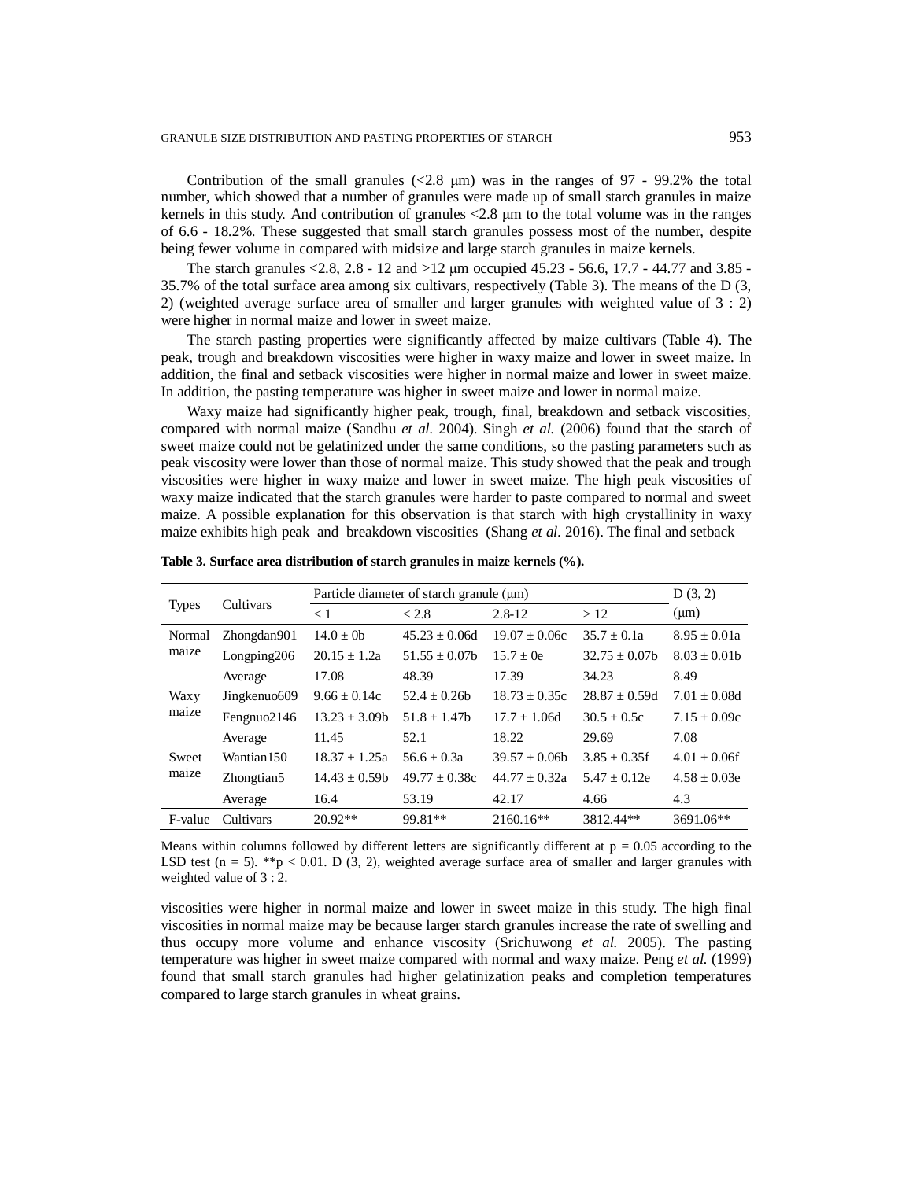Contribution of the small granules (<2.8 μm) was in the ranges of 97 - 99.2% the total number, which showed that a number of granules were made up of small starch granules in maize kernels in this study. And contribution of granules <2.8 μm to the total volume was in the ranges of 6.6 - 18.2%. These suggested that small starch granules possess most of the number, despite being fewer volume in compared with midsize and large starch granules in maize kernels.

The starch granules <2.8, 2.8 - 12 and >12 μm occupied 45.23 - 56.6, 17.7 - 44.77 and 3.85 - 35.7% of the total surface area among six cultivars, respectively (Table 3). The means of the D (3, 2) (weighted average surface area of smaller and larger granules with weighted value of 3 : 2) were higher in normal maize and lower in sweet maize.

The starch pasting properties were significantly affected by maize cultivars (Table 4). The peak, trough and breakdown viscosities were higher in waxy maize and lower in sweet maize. In addition, the final and setback viscosities were higher in normal maize and lower in sweet maize. In addition, the pasting temperature was higher in sweet maize and lower in normal maize.

Waxy maize had significantly higher peak, trough, final, breakdown and setback viscosities, compared with normal maize (Sandhu *et al.* 2004). Singh *et al.* (2006) found that the starch of sweet maize could not be gelatinized under the same conditions, so the pasting parameters such as peak viscosity were lower than those of normal maize. This study showed that the peak and trough viscosities were higher in waxy maize and lower in sweet maize. The high peak viscosities of waxy maize indicated that the starch granules were harder to paste compared to normal and sweet maize. A possible explanation for this observation is that starch with high crystallinity in waxy maize exhibits high peak and breakdown viscosities (Shang *et al.* 2016). The final and setback viscosities were higher in normal maize and lower in sweet maize in this study. The high final viscosities in normal maize may be because larger starch granules increase the rate of swelling and thus occupy more volume and enhance viscosity (Srichuwong *et al.* 2005). The pasting temperature was higher in sweet maize compared with normal and waxy maize. Peng *et al.* (1999) found that small starch granules had higher gelatinization peaks and completion temperatures compared to large starch granules in wheat grains.

**Table 3. Surface area distribution of starch granules in maize kernels (%).**

| Types | Cultivars | Particle diameter of starch granule (μm) | | | | D (3, 2) |
|---|---|---|---|---|---|---|
| | | < 1 | < 2.8 | 2.8-12 | > 12 | (μm) |
| Normal maize | Zhongdan901 | 14.0 ± 0b | 45.23 ± 0.06d | 19.07 ± 0.06c | 35.7 ± 0.1a | 8.95 ± 0.01a |
| | Longping206 | 20.15 ± 1.2a | 51.55 ± 0.07b | 15.7 ± 0e | 32.75 ± 0.07b | 8.03 ± 0.01b |
| | Average | 17.08 | 48.39 | 17.39 | 34.23 | 8.49 |
| Waxy maize | Jingkenuo609 | 9.66 ± 0.14c | 52.4 ± 0.26b | 18.73 ± 0.35c | 28.87 ± 0.59d | 7.01 ± 0.08d |
| | Fengnuo2146 | 13.23 ± 3.09b | 51.8 ± 1.47b | 17.7 ± 1.06d | 30.5 ± 0.5c | 7.15 ± 0.09c |
| | Average | 11.45 | 52.1 | 18.22 | 29.69 | 7.08 |
| Sweet maize | Wantian150 | 18.37 ± 1.25a | 56.6 ± 0.3a | 39.57 ± 0.06b | 3.85 ± 0.35f | 4.01 ± 0.06f |
| | Zhongtian5 | 14.43 ± 0.59b | 49.77 ± 0.38c | 44.77 ± 0.32a | 5.47 ± 0.12e | 4.58 ± 0.03e |
| | Average | 16.4 | 53.19 | 42.17 | 4.66 | 4.3 |
| F-value | Cultivars | 20.92** | 99.81** | 2160.16** | 3812.44** | 3691.06** |

Means within columns followed by different letters are significantly different at $p = 0.05$ according to the LSD test ($n = 5$). **$p < 0.01$. D (3, 2), weighted average surface area of smaller and larger granules with weighted value of 3 : 2.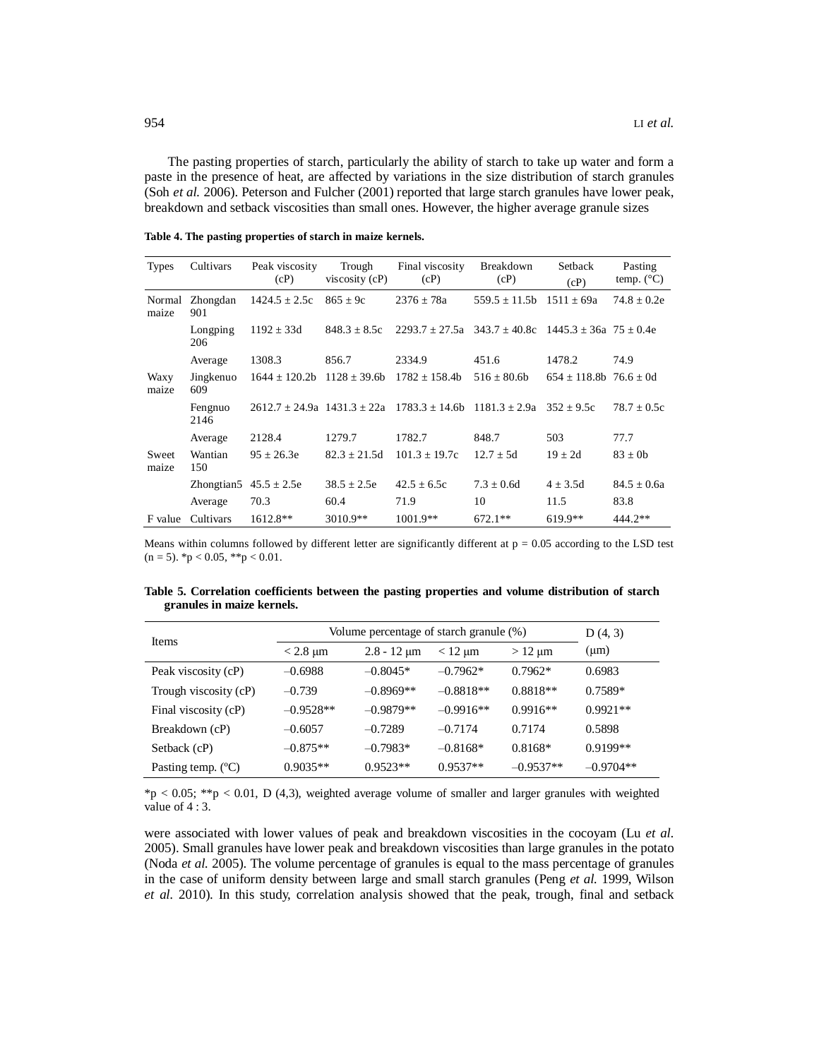The pasting properties of starch, particularly the ability of starch to take up water and form a paste in the presence of heat, are affected by variations in the size distribution of starch granules (Soh *et al.* 2006). Peterson and Fulcher (2001) reported that large starch granules have lower peak, breakdown and setback viscosities than small ones. However, the higher average granule sizes

**Table 4. The pasting properties of starch in maize kernels.**

| Types | Cultivars | Peak viscosity (cP) | Trough viscosity (cP) | Final viscosity (cP) | Breakdown (cP) | Setback (cP) | Pasting temp. (°C) |
|---|---|---|---|---|---|---|---|
| Normal maize | Zhongdan 901 | 1424.5 ± 2.5c | 865 ± 9c | 2376 ± 78a | 559.5 ± 11.5b | 1511 ± 69a | 74.8 ± 0.2e |
| | Longping 206 | 1192 ± 33d | 848.3 ± 8.5c | 2293.7 ± 27.5a | 343.7 ± 40.8c | 1445.3 ± 36a | 75 ± 0.4e |
| | Average | 1308.3 | 856.7 | 2334.9 | 451.6 | 1478.2 | 74.9 |
| Waxy maize | Jingkenuo 609 | 1644 ± 120.2b | 1128 ± 39.6b | 1782 ± 158.4b | 516 ± 80.6b | 654 ± 118.8b | 76.6 ± 0d |
| | Fengnuo 2146 | 2612.7 ± 24.9a | 1431.3 ± 22a | 1783.3 ± 14.6b | 1181.3 ± 2.9a | 352 ± 9.5c | 78.7 ± 0.5c |
| | Average | 2128.4 | 1279.7 | 1782.7 | 848.7 | 503 | 77.7 |
| Sweet maize | Wantian 150 | 95 ± 26.3e | 82.3 ± 21.5d | 101.3 ± 19.7c | 12.7 ± 5d | 19 ± 2d | 83 ± 0b |
| | Zhongtian5 | 45.5 ± 2.5e | 38.5 ± 2.5e | 42.5 ± 6.5c | 7.3 ± 0.6d | 4 ± 3.5d | 84.5 ± 0.6a |
| | Average | 70.3 | 60.4 | 71.9 | 10 | 11.5 | 83.8 |
| F value | Cultivars | 1612.8** | 3010.9** | 1001.9** | 672.1** | 619.9** | 444.2** |

Means within columns followed by different letter are significantly different at $p = 0.05$ according to the LSD test ($n = 5$). *$p < 0.05$, **$p < 0.01$.

**Table 5. Correlation coefficients between the pasting properties and volume distribution of starch granules in maize kernels.**

| Items | Volume percentage of starch granule (%) | | | | D (4, 3) |
|---|---|---|---|---|---|
| | < 2.8 μm | 2.8 - 12 μm | < 12 μm | > 12 μm | (μm) |
| Peak viscosity (cP) | –0.6988 | –0.8045* | –0.7962* | 0.7962* | 0.6983 |
| Trough viscosity (cP) | –0.739 | –0.8969** | –0.8818** | 0.8818** | 0.7589* |
| Final viscosity (cP) | –0.9528** | –0.9879** | –0.9916** | 0.9916** | 0.9921** |
| Breakdown (cP) | –0.6057 | –0.7289 | –0.7174 | 0.7174 | 0.5898 |
| Setback (cP) | –0.875** | –0.7983* | –0.8168* | 0.8168* | 0.9199** |
| Pasting temp. (°C) | 0.9035** | 0.9523** | 0.9537** | –0.9537** | –0.9704** |

*$p < 0.05$; **$p < 0.01$, D (4,3), weighted average volume of smaller and larger granules with weighted value of 4 : 3.

were associated with lower values of peak and breakdown viscosities in the cocoyam (Lu *et al.* 2005). Small granules have lower peak and breakdown viscosities than large granules in the potato (Noda *et al.* 2005). The volume percentage of granules is equal to the mass percentage of granules in the case of uniform density between large and small starch granules (Peng *et al.* 1999, Wilson *et al.* 2010). In this study, correlation analysis showed that the peak, trough, final and setback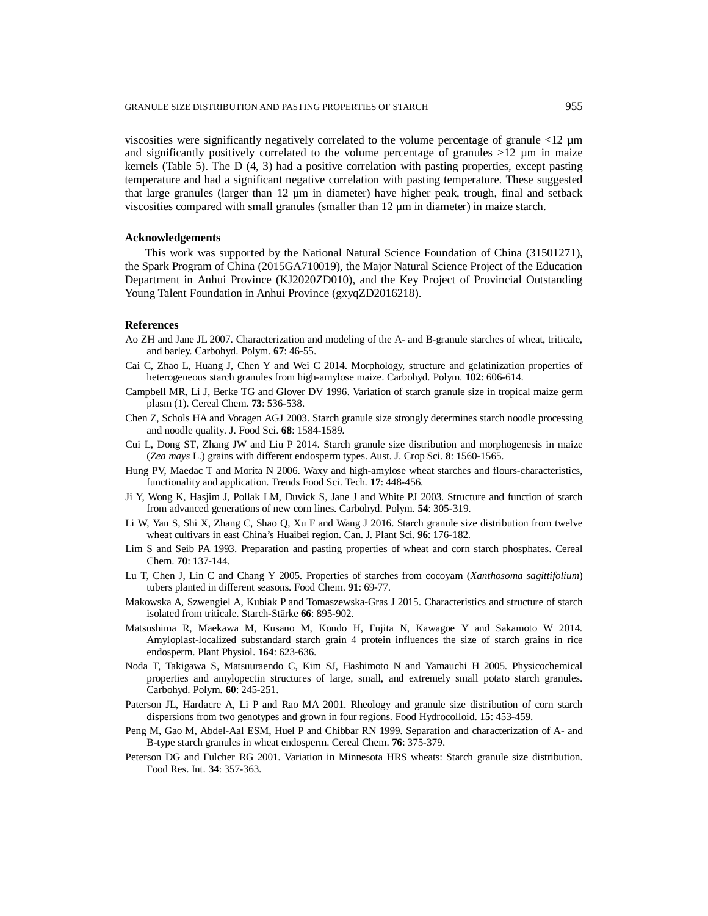viscosities were significantly negatively correlated to the volume percentage of granule <12 µm and significantly positively correlated to the volume percentage of granules >12 µm in maize kernels (Table 5). The D (4, 3) had a positive correlation with pasting properties, except pasting temperature and had a significant negative correlation with pasting temperature. These suggested that large granules (larger than 12 µm in diameter) have higher peak, trough, final and setback viscosities compared with small granules (smaller than 12 µm in diameter) in maize starch.

### Acknowledgements

This work was supported by the National Natural Science Foundation of China (31501271), the Spark Program of China (2015GA710019), the Major Natural Science Project of the Education Department in Anhui Province (KJ2020ZD010), and the Key Project of Provincial Outstanding Young Talent Foundation in Anhui Province (gxyqZD2016218).

### References

Ao ZH and Jane JL 2007. Characterization and modeling of the A- and B-granule starches of wheat, triticale, and barley. Carbohyd. Polym. **67**: 46-55.

Cai C, Zhao L, Huang J, Chen Y and Wei C 2014. Morphology, structure and gelatinization properties of heterogeneous starch granules from high-amylose maize. Carbohyd. Polym. **102**: 606-614.

Campbell MR, Li J, Berke TG and Glover DV 1996. Variation of starch granule size in tropical maize germ plasm (1). Cereal Chem. **73**: 536-538.

Chen Z, Schols HA and Voragen AGJ 2003. Starch granule size strongly determines starch noodle processing and noodle quality. J. Food Sci. **68**: 1584-1589.

Cui L, Dong ST, Zhang JW and Liu P 2014. Starch granule size distribution and morphogenesis in maize (*Zea mays* L.) grains with different endosperm types. Aust. J. Crop Sci. **8**: 1560-1565.

Hung PV, Maedac T and Morita N 2006. Waxy and high-amylose wheat starches and flours-characteristics, functionality and application. Trends Food Sci. Tech. **17**: 448-456.

Ji Y, Wong K, Hasjim J, Pollak LM, Duvick S, Jane J and White PJ 2003. Structure and function of starch from advanced generations of new corn lines. Carbohyd. Polym. **54**: 305-319.

Li W, Yan S, Shi X, Zhang C, Shao Q, Xu F and Wang J 2016. Starch granule size distribution from twelve wheat cultivars in east China's Huaibei region. Can. J. Plant Sci. **96**: 176-182.

Lim S and Seib PA 1993. Preparation and pasting properties of wheat and corn starch phosphates. Cereal Chem. **70**: 137-144.

Lu T, Chen J, Lin C and Chang Y 2005. Properties of starches from cocoyam (*Xanthosoma sagittifolium*) tubers planted in different seasons. Food Chem. **91**: 69-77.

Makowska A, Szwengiel A, Kubiak P and Tomaszewska-Gras J 2015. Characteristics and structure of starch isolated from triticale. Starch-Stärke **66**: 895-902.

Matsushima R, Maekawa M, Kusano M, Kondo H, Fujita N, Kawagoe Y and Sakamoto W 2014. Amyloplast-localized substandard starch grain 4 protein influences the size of starch grains in rice endosperm. Plant Physiol. **164**: 623-636.

Noda T, Takigawa S, Matsuuraendo C, Kim SJ, Hashimoto N and Yamauchi H 2005. Physicochemical properties and amylopectin structures of large, small, and extremely small potato starch granules. Carbohyd. Polym. **60**: 245-251.

Paterson JL, Hardacre A, Li P and Rao MA 2001. Rheology and granule size distribution of corn starch dispersions from two genotypes and grown in four regions. Food Hydrocolloid. 1**5**: 453-459.

Peng M, Gao M, Abdel-Aal ESM, Huel P and Chibbar RN 1999. Separation and characterization of A- and B-type starch granules in wheat endosperm. Cereal Chem. **76**: 375-379.

Peterson DG and Fulcher RG 2001. Variation in Minnesota HRS wheats: Starch granule size distribution. Food Res. Int. **34**: 357-363.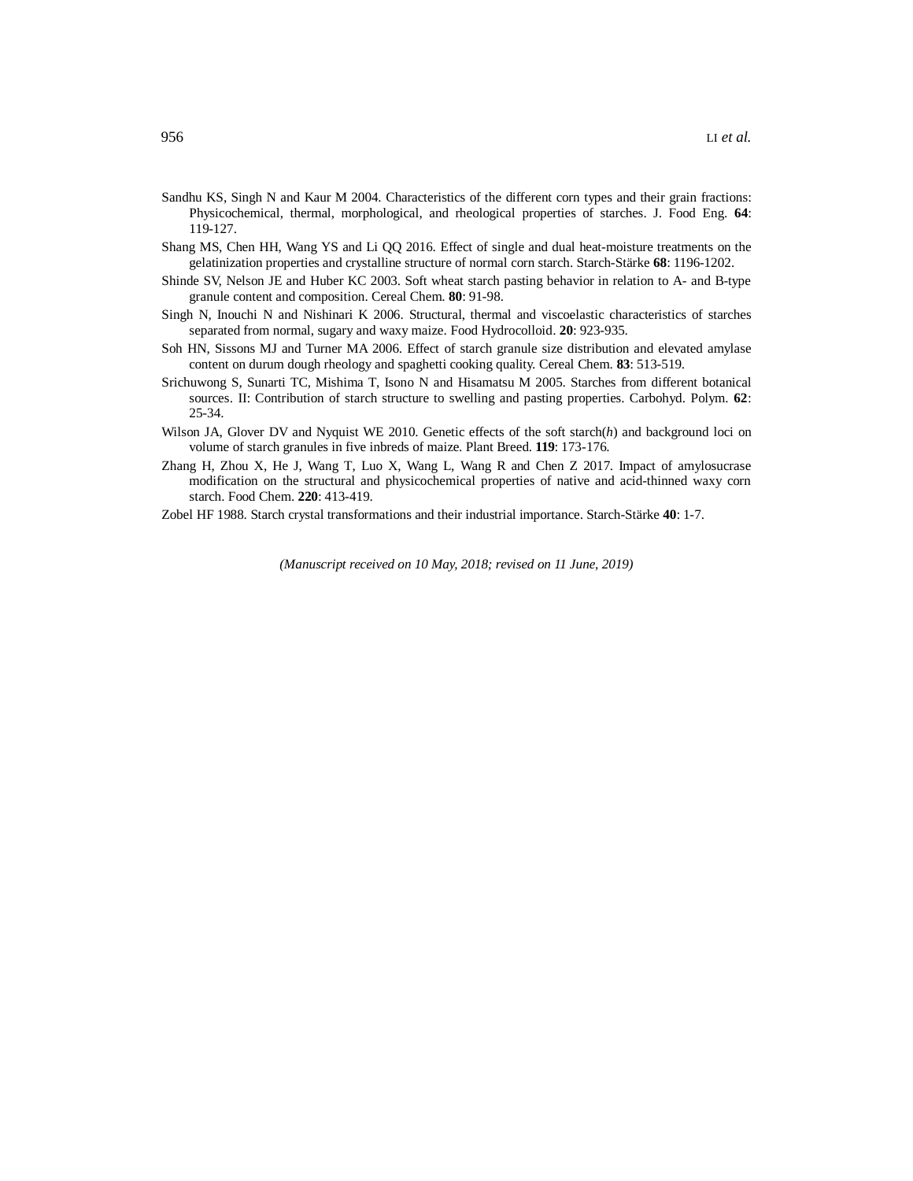Sandhu KS, Singh N and Kaur M 2004. Characteristics of the different corn types and their grain fractions: Physicochemical, thermal, morphological, and rheological properties of starches. J. Food Eng. **64**: 119-127.

Shang MS, Chen HH, Wang YS and Li QQ 2016. Effect of single and dual heat-moisture treatments on the gelatinization properties and crystalline structure of normal corn starch. Starch-Stärke **68**: 1196-1202.

Shinde SV, Nelson JE and Huber KC 2003. Soft wheat starch pasting behavior in relation to A- and B-type granule content and composition. Cereal Chem. **80**: 91-98.

Singh N, Inouchi N and Nishinari K 2006. Structural, thermal and viscoelastic characteristics of starches separated from normal, sugary and waxy maize. Food Hydrocolloid. **20**: 923-935.

Soh HN, Sissons MJ and Turner MA 2006. Effect of starch granule size distribution and elevated amylase content on durum dough rheology and spaghetti cooking quality. Cereal Chem. **83**: 513-519.

Srichuwong S, Sunarti TC, Mishima T, Isono N and Hisamatsu M 2005. Starches from different botanical sources. II: Contribution of starch structure to swelling and pasting properties. Carbohyd. Polym. **62**: 25-34.

Wilson JA, Glover DV and Nyquist WE 2010. Genetic effects of the soft starch(*h*) and background loci on volume of starch granules in five inbreds of maize. Plant Breed. **119**: 173-176.

Zhang H, Zhou X, He J, Wang T, Luo X, Wang L, Wang R and Chen Z 2017. Impact of amylosucrase modification on the structural and physicochemical properties of native and acid-thinned waxy corn starch. Food Chem. **220**: 413-419.

Zobel HF 1988. Starch crystal transformations and their industrial importance. Starch-Stärke **40**: 1-7.

*(Manuscript received on 10 May, 2018; revised on 11 June, 2019)*